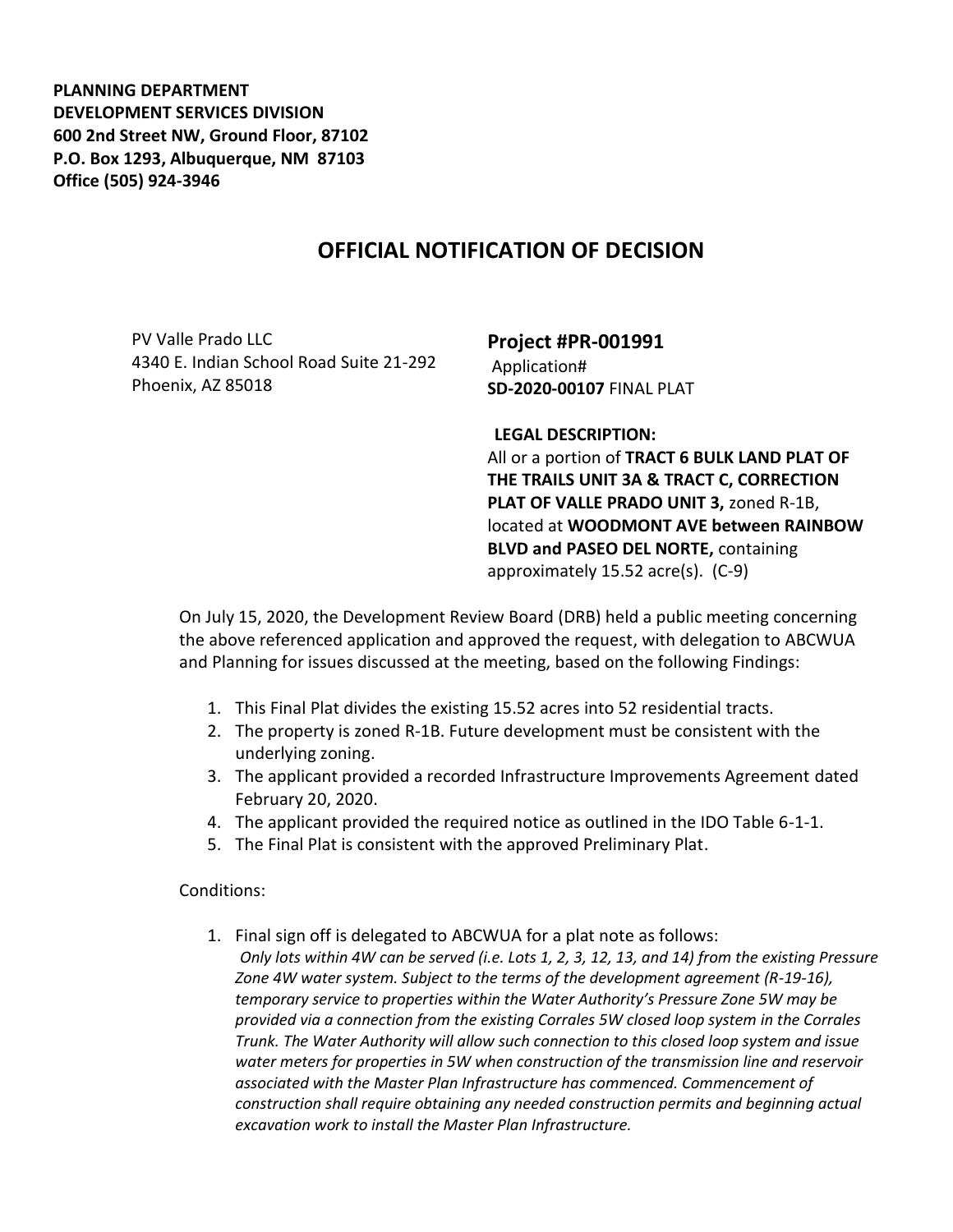**PLANNING DEPARTMENT**
**DEVELOPMENT SERVICES DIVISION**
**600 2nd Street NW, Ground Floor, 87102**
**P.O. Box 1293, Albuquerque, NM 87103**
**Office (505) 924-3946**

# OFFICIAL NOTIFICATION OF DECISION

PV Valle Prado LLC
4340 E. Indian School Road Suite 21-292
Phoenix, AZ 85018

## Project #PR-001991

Application#
**SD-2020-00107** FINAL PLAT

**LEGAL DESCRIPTION:**
All or a portion of **TRACT 6 BULK LAND PLAT OF THE TRAILS UNIT 3A & TRACT C, CORRECTION PLAT OF VALLE PRADO UNIT 3,** zoned R-1B, located at **WOODMONT AVE between RAINBOW BLVD and PASEO DEL NORTE,** containing approximately 15.52 acre(s). (C-9)

On July 15, 2020, the Development Review Board (DRB) held a public meeting concerning the above referenced application and approved the request, with delegation to ABCWUA and Planning for issues discussed at the meeting, based on the following Findings:

1. This Final Plat divides the existing 15.52 acres into 52 residential tracts.
2. The property is zoned R-1B. Future development must be consistent with the underlying zoning.
3. The applicant provided a recorded Infrastructure Improvements Agreement dated February 20, 2020.
4. The applicant provided the required notice as outlined in the IDO Table 6-1-1.
5. The Final Plat is consistent with the approved Preliminary Plat.

Conditions:

1. Final sign off is delegated to ABCWUA for a plat note as follows:
   *Only lots within 4W can be served (i.e. Lots 1, 2, 3, 12, 13, and 14) from the existing Pressure Zone 4W water system. Subject to the terms of the development agreement (R-19-16), temporary service to properties within the Water Authority's Pressure Zone 5W may be provided via a connection from the existing Corrales 5W closed loop system in the Corrales Trunk. The Water Authority will allow such connection to this closed loop system and issue water meters for properties in 5W when construction of the transmission line and reservoir associated with the Master Plan Infrastructure has commenced. Commencement of construction shall require obtaining any needed construction permits and beginning actual excavation work to install the Master Plan Infrastructure.*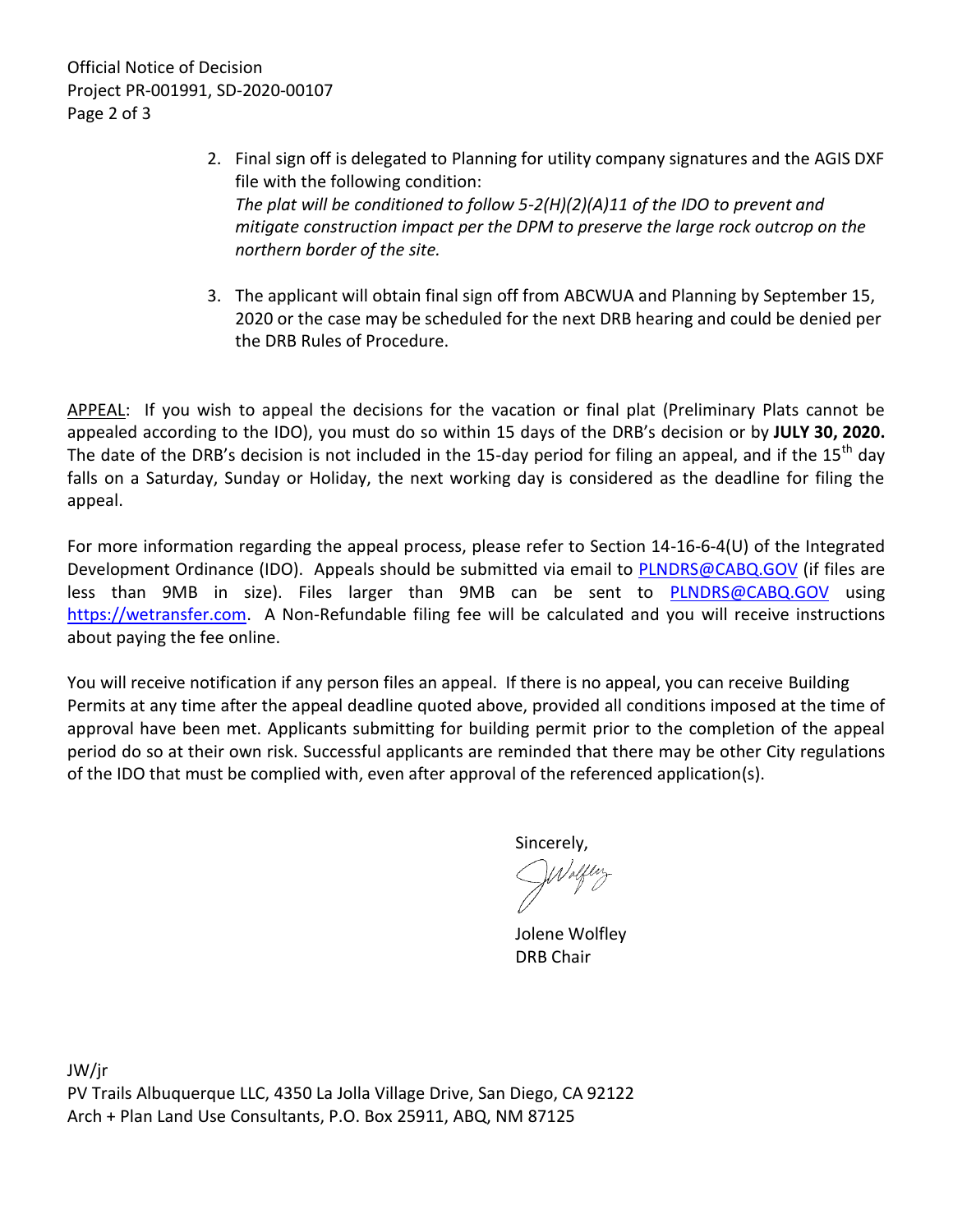2. Final sign off is delegated to Planning for utility company signatures and the AGIS DXF file with the following condition:
   *The plat will be conditioned to follow 5-2(H)(2)(A)11 of the IDO to prevent and mitigate construction impact per the DPM to preserve the large rock outcrop on the northern border of the site.*

3. The applicant will obtain final sign off from ABCWUA and Planning by September 15, 2020 or the case may be scheduled for the next DRB hearing and could be denied per the DRB Rules of Procedure.

APPEAL: If you wish to appeal the decisions for the vacation or final plat (Preliminary Plats cannot be appealed according to the IDO), you must do so within 15 days of the DRB's decision or by **JULY 30, 2020.** The date of the DRB's decision is not included in the 15-day period for filing an appeal, and if the 15th day falls on a Saturday, Sunday or Holiday, the next working day is considered as the deadline for filing the appeal.

For more information regarding the appeal process, please refer to Section 14-16-6-4(U) of the Integrated Development Ordinance (IDO). Appeals should be submitted via email to PLNDRS@CABQ.GOV (if files are less than 9MB in size). Files larger than 9MB can be sent to PLNDRS@CABQ.GOV using https://wetransfer.com. A Non-Refundable filing fee will be calculated and you will receive instructions about paying the fee online.

You will receive notification if any person files an appeal. If there is no appeal, you can receive Building Permits at any time after the appeal deadline quoted above, provided all conditions imposed at the time of approval have been met. Applicants submitting for building permit prior to the completion of the appeal period do so at their own risk. Successful applicants are reminded that there may be other City regulations of the IDO that must be complied with, even after approval of the referenced application(s).

Sincerely,

Jolene Wolfley
DRB Chair

JW/jr
PV Trails Albuquerque LLC, 4350 La Jolla Village Drive, San Diego, CA 92122
Arch + Plan Land Use Consultants, P.O. Box 25911, ABQ, NM 87125